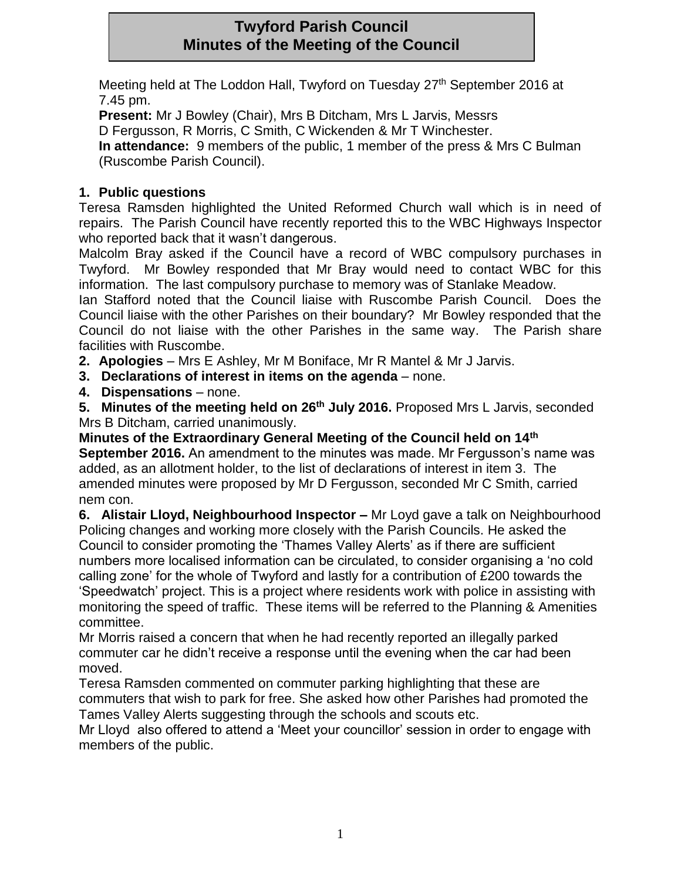# Twyford Parish Council
# Minutes of the Meeting of the Council

Meeting held at The Loddon Hall, Twyford on Tuesday 27th September 2016 at 7.45 pm.

**Present:** Mr J Bowley (Chair), Mrs B Ditcham, Mrs L Jarvis, Messrs D Fergusson, R Morris, C Smith, C Wickenden & Mr T Winchester.

**In attendance:** 9 members of the public, 1 member of the press & Mrs C Bulman (Ruscombe Parish Council).

**1. Public questions**

Teresa Ramsden highlighted the United Reformed Church wall which is in need of repairs. The Parish Council have recently reported this to the WBC Highways Inspector who reported back that it wasn't dangerous.

Malcolm Bray asked if the Council have a record of WBC compulsory purchases in Twyford. Mr Bowley responded that Mr Bray would need to contact WBC for this information. The last compulsory purchase to memory was of Stanlake Meadow.

Ian Stafford noted that the Council liaise with Ruscombe Parish Council. Does the Council liaise with the other Parishes on their boundary? Mr Bowley responded that the Council do not liaise with the other Parishes in the same way. The Parish share facilities with Ruscombe.

**2. Apologies** – Mrs E Ashley, Mr M Boniface, Mr R Mantel & Mr J Jarvis.

**3. Declarations of interest in items on the agenda** – none.

**4. Dispensations** – none.

**5. Minutes of the meeting held on 26th July 2016.** Proposed Mrs L Jarvis, seconded Mrs B Ditcham, carried unanimously.

**Minutes of the Extraordinary General Meeting of the Council held on 14th September 2016.** An amendment to the minutes was made. Mr Fergusson's name was added, as an allotment holder, to the list of declarations of interest in item 3. The amended minutes were proposed by Mr D Fergusson, seconded Mr C Smith, carried nem con.

**6. Alistair Lloyd, Neighbourhood Inspector –** Mr Loyd gave a talk on Neighbourhood Policing changes and working more closely with the Parish Councils. He asked the Council to consider promoting the 'Thames Valley Alerts' as if there are sufficient numbers more localised information can be circulated, to consider organising a 'no cold calling zone' for the whole of Twyford and lastly for a contribution of £200 towards the 'Speedwatch' project. This is a project where residents work with police in assisting with monitoring the speed of traffic. These items will be referred to the Planning & Amenities committee.

Mr Morris raised a concern that when he had recently reported an illegally parked commuter car he didn't receive a response until the evening when the car had been moved.

Teresa Ramsden commented on commuter parking highlighting that these are commuters that wish to park for free. She asked how other Parishes had promoted the Tames Valley Alerts suggesting through the schools and scouts etc.

Mr Lloyd also offered to attend a 'Meet your councillor' session in order to engage with members of the public.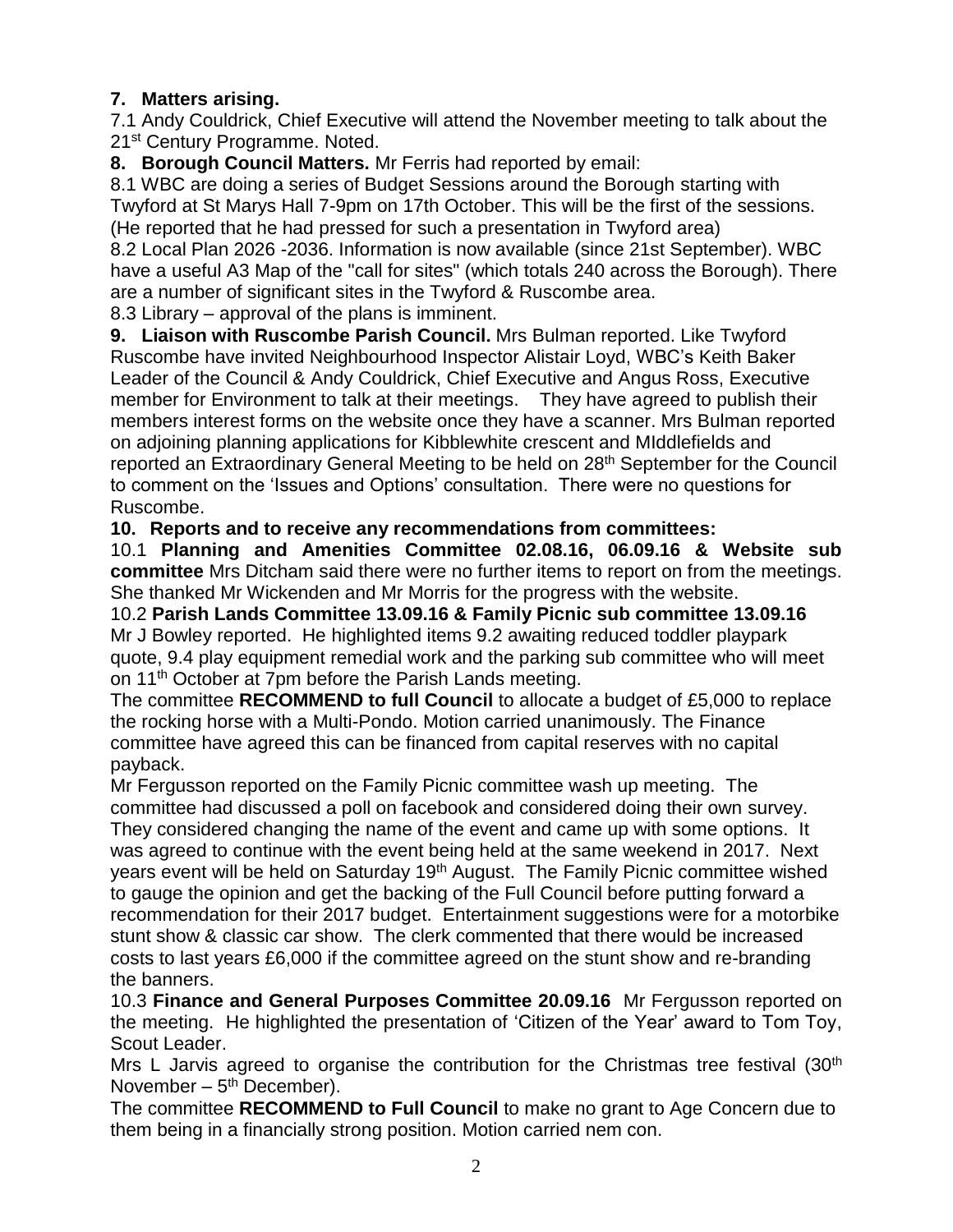**7. Matters arising.**

7.1 Andy Couldrick, Chief Executive will attend the November meeting to talk about the 21st Century Programme. Noted.

**8. Borough Council Matters.** Mr Ferris had reported by email:

8.1 WBC are doing a series of Budget Sessions around the Borough starting with Twyford at St Marys Hall 7-9pm on 17th October. This will be the first of the sessions. (He reported that he had pressed for such a presentation in Twyford area)

8.2 Local Plan 2026 -2036. Information is now available (since 21st September). WBC have a useful A3 Map of the "call for sites" (which totals 240 across the Borough). There are a number of significant sites in the Twyford & Ruscombe area.

8.3 Library – approval of the plans is imminent.

**9. Liaison with Ruscombe Parish Council.** Mrs Bulman reported. Like Twyford Ruscombe have invited Neighbourhood Inspector Alistair Loyd, WBC's Keith Baker Leader of the Council & Andy Couldrick, Chief Executive and Angus Ross, Executive member for Environment to talk at their meetings. They have agreed to publish their members interest forms on the website once they have a scanner. Mrs Bulman reported on adjoining planning applications for Kibblewhite crescent and MIddlefields and reported an Extraordinary General Meeting to be held on 28th September for the Council to comment on the 'Issues and Options' consultation. There were no questions for Ruscombe.

**10. Reports and to receive any recommendations from committees:**

10.1 **Planning and Amenities Committee 02.08.16, 06.09.16 & Website sub committee** Mrs Ditcham said there were no further items to report on from the meetings. She thanked Mr Wickenden and Mr Morris for the progress with the website.

10.2 **Parish Lands Committee 13.09.16 & Family Picnic sub committee 13.09.16** Mr J Bowley reported. He highlighted items 9.2 awaiting reduced toddler playpark quote, 9.4 play equipment remedial work and the parking sub committee who will meet on 11th October at 7pm before the Parish Lands meeting.

The committee **RECOMMEND to full Council** to allocate a budget of £5,000 to replace the rocking horse with a Multi-Pondo. Motion carried unanimously. The Finance committee have agreed this can be financed from capital reserves with no capital payback.

Mr Fergusson reported on the Family Picnic committee wash up meeting. The committee had discussed a poll on facebook and considered doing their own survey. They considered changing the name of the event and came up with some options. It was agreed to continue with the event being held at the same weekend in 2017. Next years event will be held on Saturday 19th August. The Family Picnic committee wished to gauge the opinion and get the backing of the Full Council before putting forward a recommendation for their 2017 budget. Entertainment suggestions were for a motorbike stunt show & classic car show. The clerk commented that there would be increased costs to last years £6,000 if the committee agreed on the stunt show and re-branding the banners.

10.3 **Finance and General Purposes Committee 20.09.16** Mr Fergusson reported on the meeting. He highlighted the presentation of 'Citizen of the Year' award to Tom Toy, Scout Leader.

Mrs L Jarvis agreed to organise the contribution for the Christmas tree festival (30th November – 5th December).

The committee **RECOMMEND to Full Council** to make no grant to Age Concern due to them being in a financially strong position. Motion carried nem con.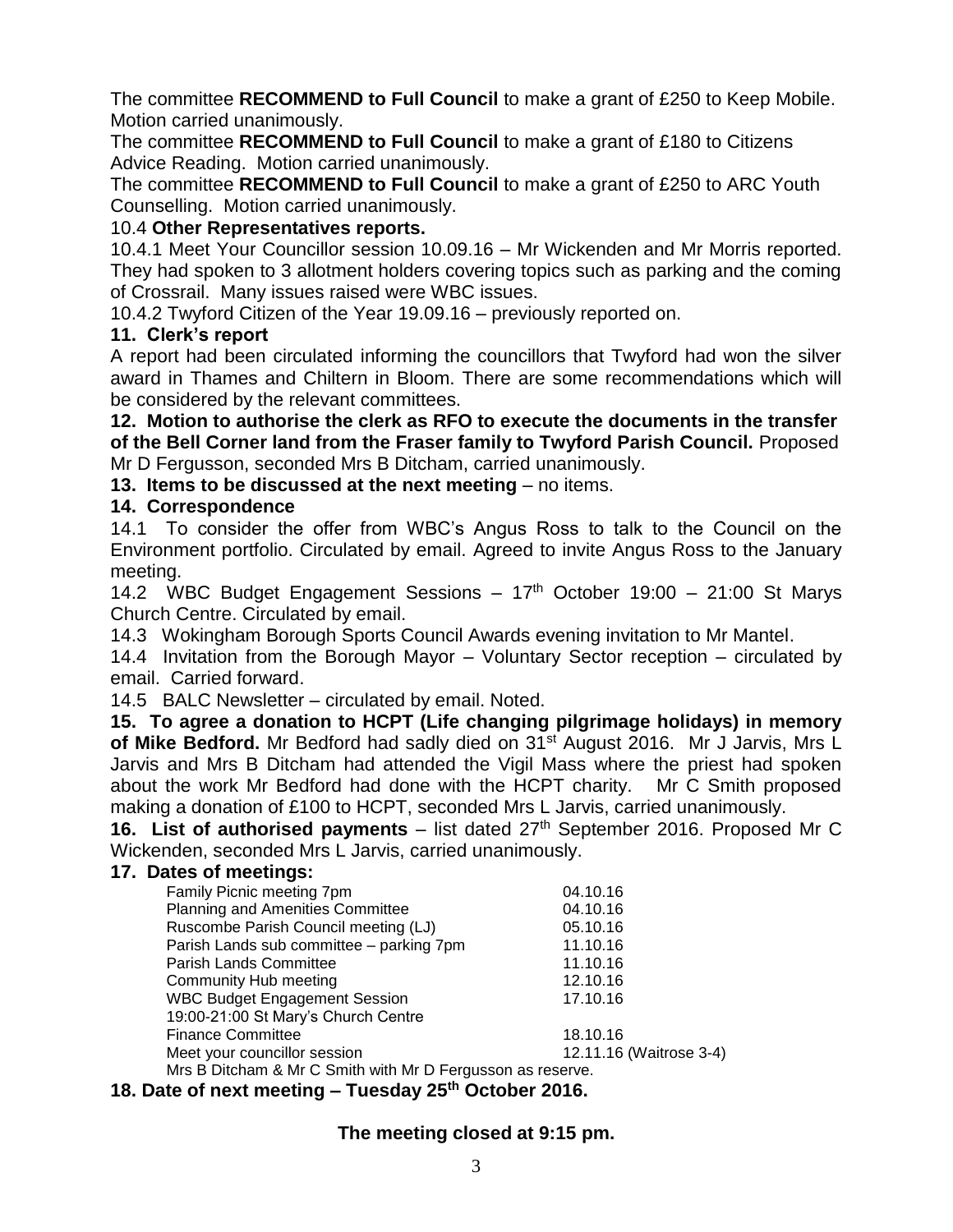The committee **RECOMMEND to Full Council** to make a grant of £250 to Keep Mobile. Motion carried unanimously.

The committee **RECOMMEND to Full Council** to make a grant of £180 to Citizens Advice Reading. Motion carried unanimously.

The committee **RECOMMEND to Full Council** to make a grant of £250 to ARC Youth Counselling. Motion carried unanimously.

10.4 **Other Representatives reports.**

10.4.1 Meet Your Councillor session 10.09.16 – Mr Wickenden and Mr Morris reported. They had spoken to 3 allotment holders covering topics such as parking and the coming of Crossrail. Many issues raised were WBC issues.

10.4.2 Twyford Citizen of the Year 19.09.16 – previously reported on.

**11. Clerk's report**

A report had been circulated informing the councillors that Twyford had won the silver award in Thames and Chiltern in Bloom. There are some recommendations which will be considered by the relevant committees.

**12. Motion to authorise the clerk as RFO to execute the documents in the transfer of the Bell Corner land from the Fraser family to Twyford Parish Council.** Proposed Mr D Fergusson, seconded Mrs B Ditcham, carried unanimously.

**13. Items to be discussed at the next meeting** – no items.

**14. Correspondence**

14.1 To consider the offer from WBC's Angus Ross to talk to the Council on the Environment portfolio. Circulated by email. Agreed to invite Angus Ross to the January meeting.

14.2 WBC Budget Engagement Sessions – 17th October 19:00 – 21:00 St Marys Church Centre. Circulated by email.

14.3 Wokingham Borough Sports Council Awards evening invitation to Mr Mantel.

14.4 Invitation from the Borough Mayor – Voluntary Sector reception – circulated by email. Carried forward.

14.5 BALC Newsletter – circulated by email. Noted.

**15. To agree a donation to HCPT (Life changing pilgrimage holidays) in memory of Mike Bedford.** Mr Bedford had sadly died on 31st August 2016. Mr J Jarvis, Mrs L Jarvis and Mrs B Ditcham had attended the Vigil Mass where the priest had spoken about the work Mr Bedford had done with the HCPT charity. Mr C Smith proposed making a donation of £100 to HCPT, seconded Mrs L Jarvis, carried unanimously.

**16. List of authorised payments** – list dated 27th September 2016. Proposed Mr C Wickenden, seconded Mrs L Jarvis, carried unanimously.

**17. Dates of meetings:**

| | |
|---|---|
| Family Picnic meeting 7pm | 04.10.16 |
| Planning and Amenities Committee | 04.10.16 |
| Ruscombe Parish Council meeting (LJ) | 05.10.16 |
| Parish Lands sub committee – parking 7pm | 11.10.16 |
| Parish Lands Committee | 11.10.16 |
| Community Hub meeting | 12.10.16 |
| WBC Budget Engagement Session 19:00-21:00 St Mary's Church Centre | 17.10.16 |
| Finance Committee | 18.10.16 |
| Meet your councillor session | 12.11.16 (Waitrose 3-4) |

Mrs B Ditcham & Mr C Smith with Mr D Fergusson as reserve.

**18. Date of next meeting – Tuesday 25th October 2016.**

**The meeting closed at 9:15 pm.**